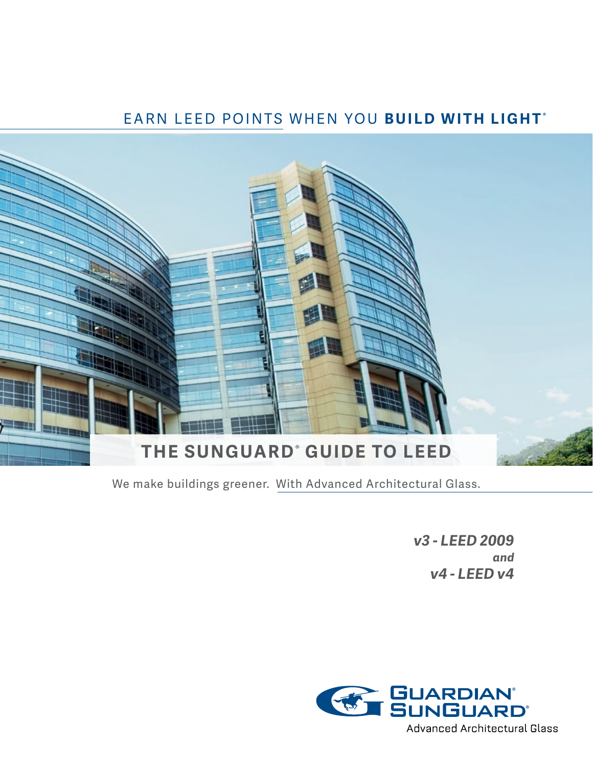EARN LEED POINTS WHEN YOU **BUILD WITH LIGHT®**

# THE SUNGUARD® GUIDE TO LEED

We make buildings greener. With Advanced Architectural Glass.

***v3 - LEED 2009***
***and***
***v4 - LEED v4***

GUARDIAN® SUNGUARD®
Advanced Architectural Glass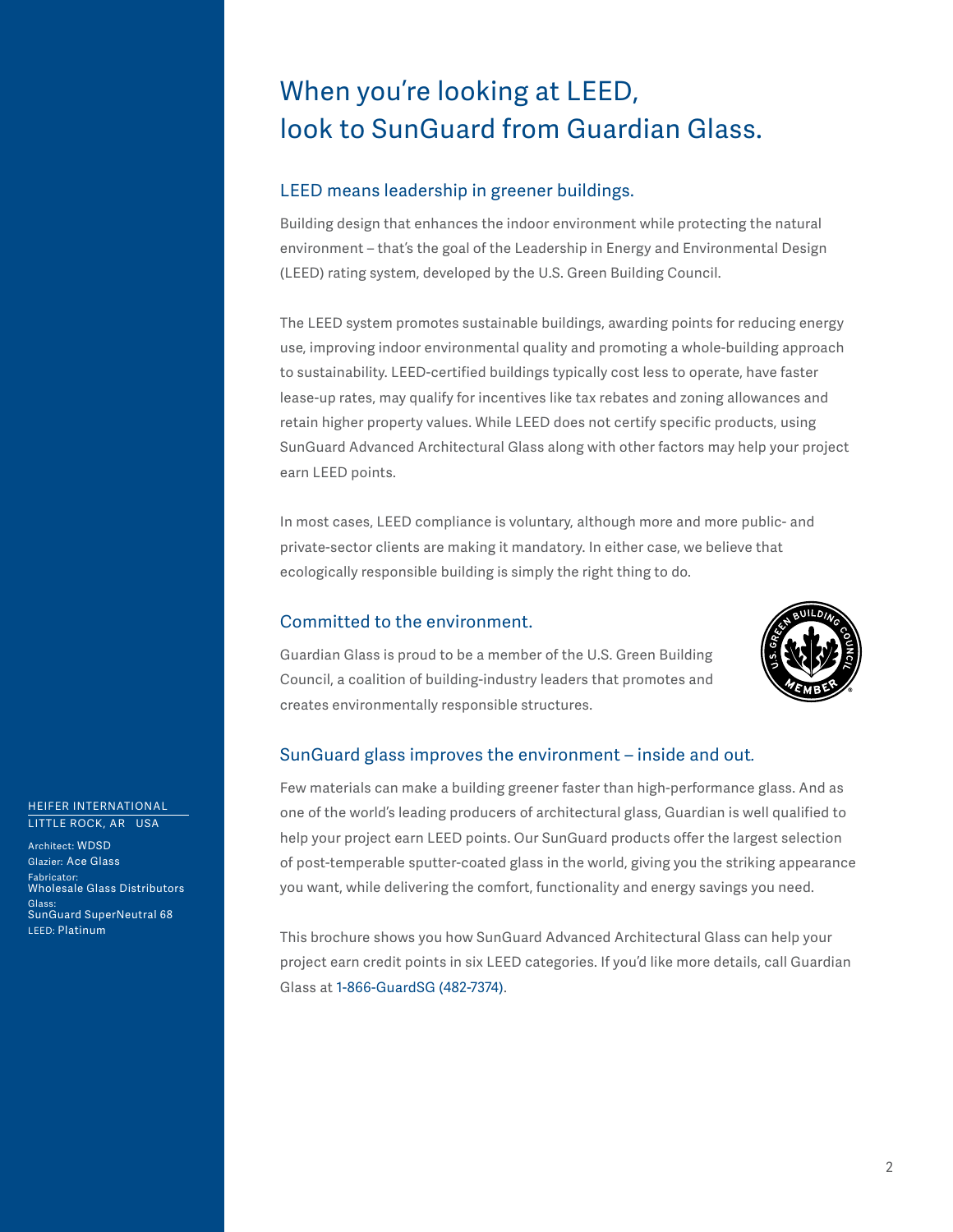# When you're looking at LEED, look to SunGuard from Guardian Glass.

## LEED means leadership in greener buildings.

Building design that enhances the indoor environment while protecting the natural environment – that's the goal of the Leadership in Energy and Environmental Design (LEED) rating system, developed by the U.S. Green Building Council.

The LEED system promotes sustainable buildings, awarding points for reducing energy use, improving indoor environmental quality and promoting a whole-building approach to sustainability. LEED-certified buildings typically cost less to operate, have faster lease-up rates, may qualify for incentives like tax rebates and zoning allowances and retain higher property values. While LEED does not certify specific products, using SunGuard Advanced Architectural Glass along with other factors may help your project earn LEED points.

In most cases, LEED compliance is voluntary, although more and more public- and private-sector clients are making it mandatory. In either case, we believe that ecologically responsible building is simply the right thing to do.

## Committed to the environment.

Guardian Glass is proud to be a member of the U.S. Green Building Council, a coalition of building-industry leaders that promotes and creates environmentally responsible structures.

## SunGuard glass improves the environment – inside and out.

Few materials can make a building greener faster than high-performance glass. And as one of the world's leading producers of architectural glass, Guardian is well qualified to help your project earn LEED points. Our SunGuard products offer the largest selection of post-temperable sputter-coated glass in the world, giving you the striking appearance you want, while delivering the comfort, functionality and energy savings you need.

This brochure shows you how SunGuard Advanced Architectural Glass can help your project earn credit points in six LEED categories. If you'd like more details, call Guardian Glass at 1-866-GuardSG (482-7374).

HEIFER INTERNATIONAL
LITTLE ROCK, AR USA

Architect: WDSD
Glazier: Ace Glass
Fabricator: Wholesale Glass Distributors
Glass: SunGuard SuperNeutral 68
LEED: Platinum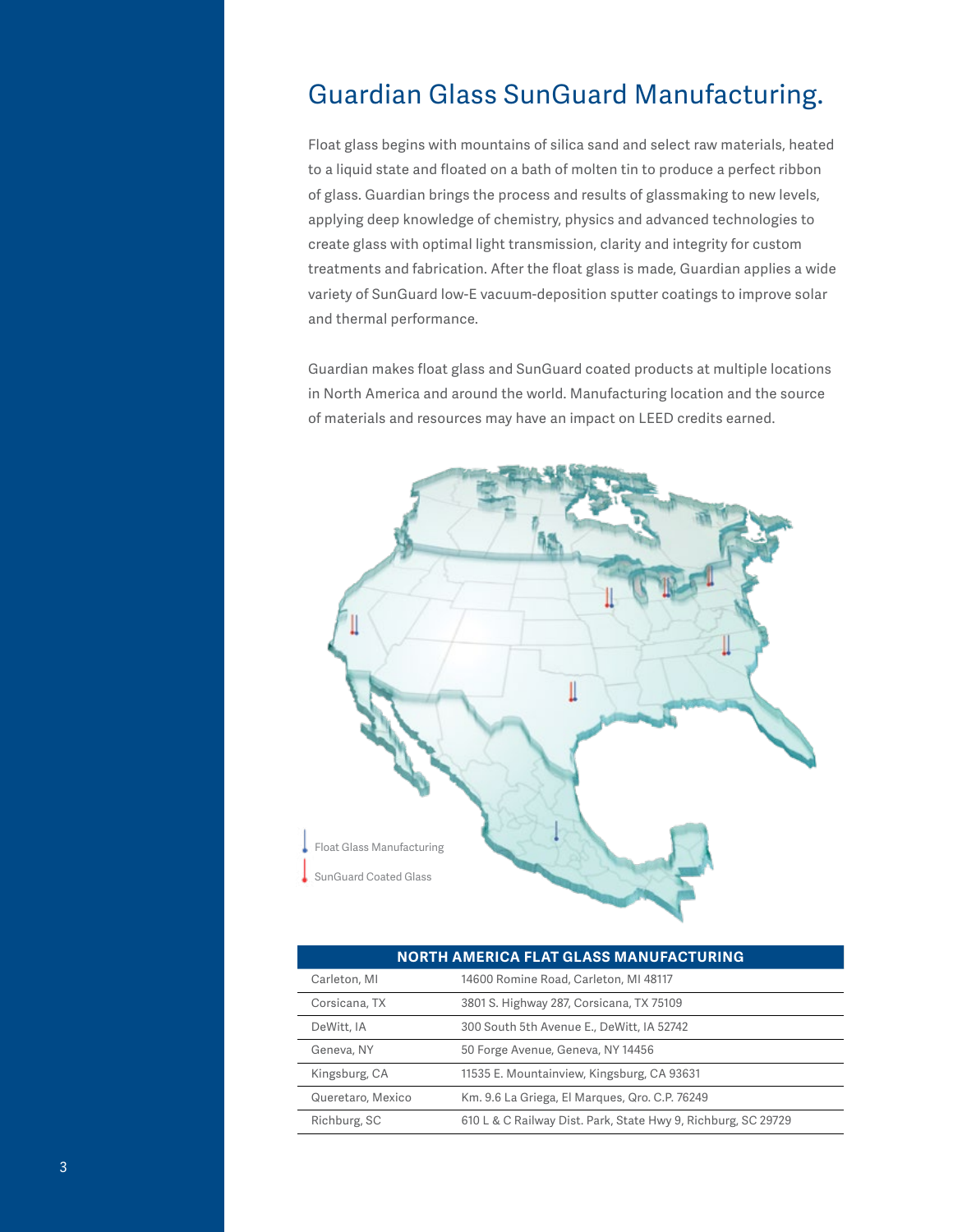# Guardian Glass SunGuard Manufacturing.

Float glass begins with mountains of silica sand and select raw materials, heated to a liquid state and floated on a bath of molten tin to produce a perfect ribbon of glass. Guardian brings the process and results of glassmaking to new levels, applying deep knowledge of chemistry, physics and advanced technologies to create glass with optimal light transmission, clarity and integrity for custom treatments and fabrication. After the float glass is made, Guardian applies a wide variety of SunGuard low-E vacuum-deposition sputter coatings to improve solar and thermal performance.

Guardian makes float glass and SunGuard coated products at multiple locations in North America and around the world. Manufacturing location and the source of materials and resources may have an impact on LEED credits earned.

Float Glass Manufacturing

SunGuard Coated Glass

| NORTH AMERICA FLAT GLASS MANUFACTURING | |
|---|---|
| Carleton, MI | 14600 Romine Road, Carleton, MI 48117 |
| Corsicana, TX | 3801 S. Highway 287, Corsicana, TX 75109 |
| DeWitt, IA | 300 South 5th Avenue E., DeWitt, IA 52742 |
| Geneva, NY | 50 Forge Avenue, Geneva, NY 14456 |
| Kingsburg, CA | 11535 E. Mountainview, Kingsburg, CA 93631 |
| Queretaro, Mexico | Km. 9.6 La Griega, El Marques, Qro. C.P. 76249 |
| Richburg, SC | 610 L & C Railway Dist. Park, State Hwy 9, Richburg, SC 29729 |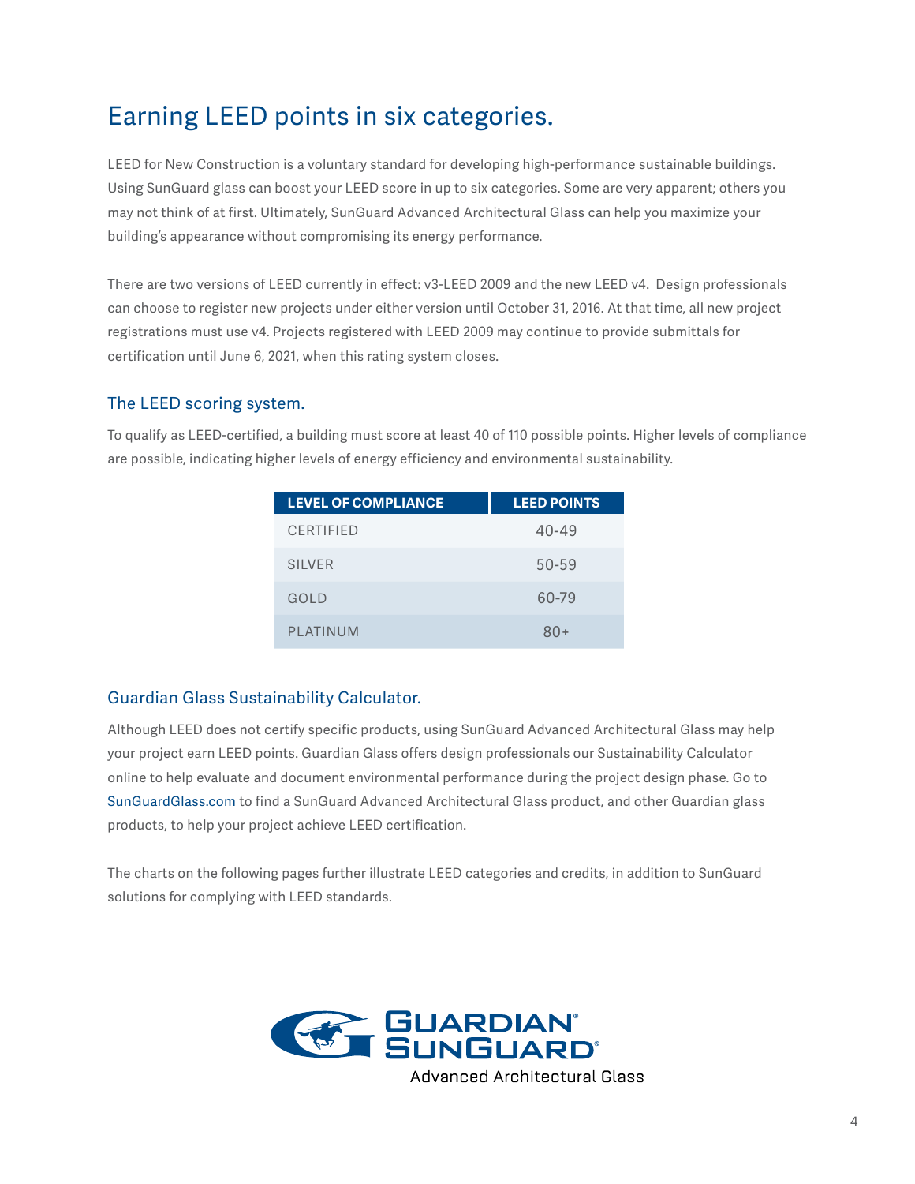# Earning LEED points in six categories.

LEED for New Construction is a voluntary standard for developing high-performance sustainable buildings. Using SunGuard glass can boost your LEED score in up to six categories. Some are very apparent; others you may not think of at first. Ultimately, SunGuard Advanced Architectural Glass can help you maximize your building's appearance without compromising its energy performance.

There are two versions of LEED currently in effect: v3-LEED 2009 and the new LEED v4. Design professionals can choose to register new projects under either version until October 31, 2016. At that time, all new project registrations must use v4. Projects registered with LEED 2009 may continue to provide submittals for certification until June 6, 2021, when this rating system closes.

## The LEED scoring system.

To qualify as LEED-certified, a building must score at least 40 of 110 possible points. Higher levels of compliance are possible, indicating higher levels of energy efficiency and environmental sustainability.

| LEVEL OF COMPLIANCE | LEED POINTS |
| --- | --- |
| CERTIFIED | 40-49 |
| SILVER | 50-59 |
| GOLD | 60-79 |
| PLATINUM | 80+ |

## Guardian Glass Sustainability Calculator.

Although LEED does not certify specific products, using SunGuard Advanced Architectural Glass may help your project earn LEED points. Guardian Glass offers design professionals our Sustainability Calculator online to help evaluate and document environmental performance during the project design phase. Go to SunGuardGlass.com to find a SunGuard Advanced Architectural Glass product, and other Guardian glass products, to help your project achieve LEED certification.

The charts on the following pages further illustrate LEED categories and credits, in addition to SunGuard solutions for complying with LEED standards.

GUARDIAN® SUNGUARD®
Advanced Architectural Glass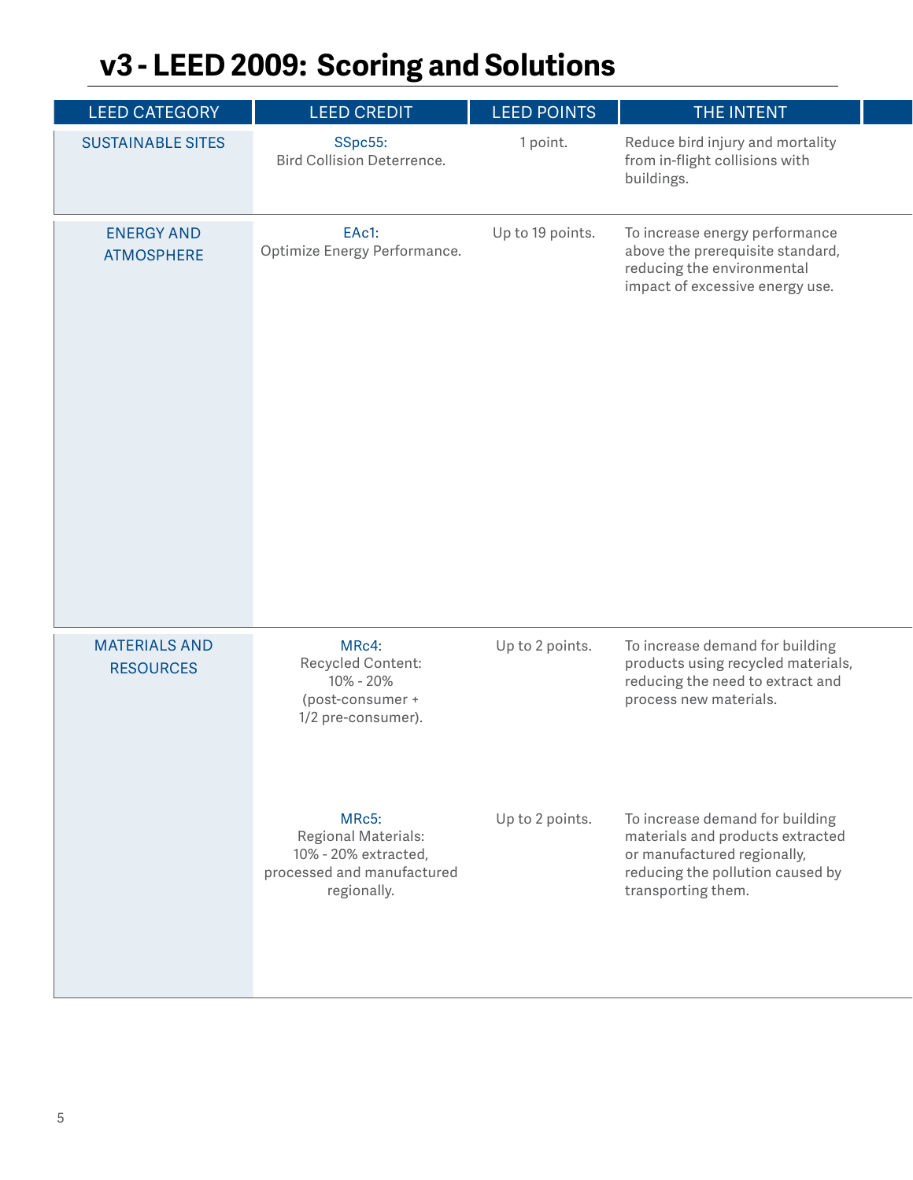# v3 - LEED 2009: Scoring and Solutions

| LEED CATEGORY | LEED CREDIT | LEED POINTS | THE INTENT |
|---|---|---|---|
| SUSTAINABLE SITES | SSpc55: Bird Collision Deterrence. | 1 point. | Reduce bird injury and mortality from in-flight collisions with buildings. |
| ENERGY AND ATMOSPHERE | EAc1: Optimize Energy Performance. | Up to 19 points. | To increase energy performance above the prerequisite standard, reducing the environmental impact of excessive energy use. |
| MATERIALS AND RESOURCES | MRc4: Recycled Content: 10% - 20% (post-consumer + 1/2 pre-consumer). | Up to 2 points. | To increase demand for building products using recycled materials, reducing the need to extract and process new materials. |
| | MRc5: Regional Materials: 10% - 20% extracted, processed and manufactured regionally. | Up to 2 points. | To increase demand for building materials and products extracted or manufactured regionally, reducing the pollution caused by transporting them. |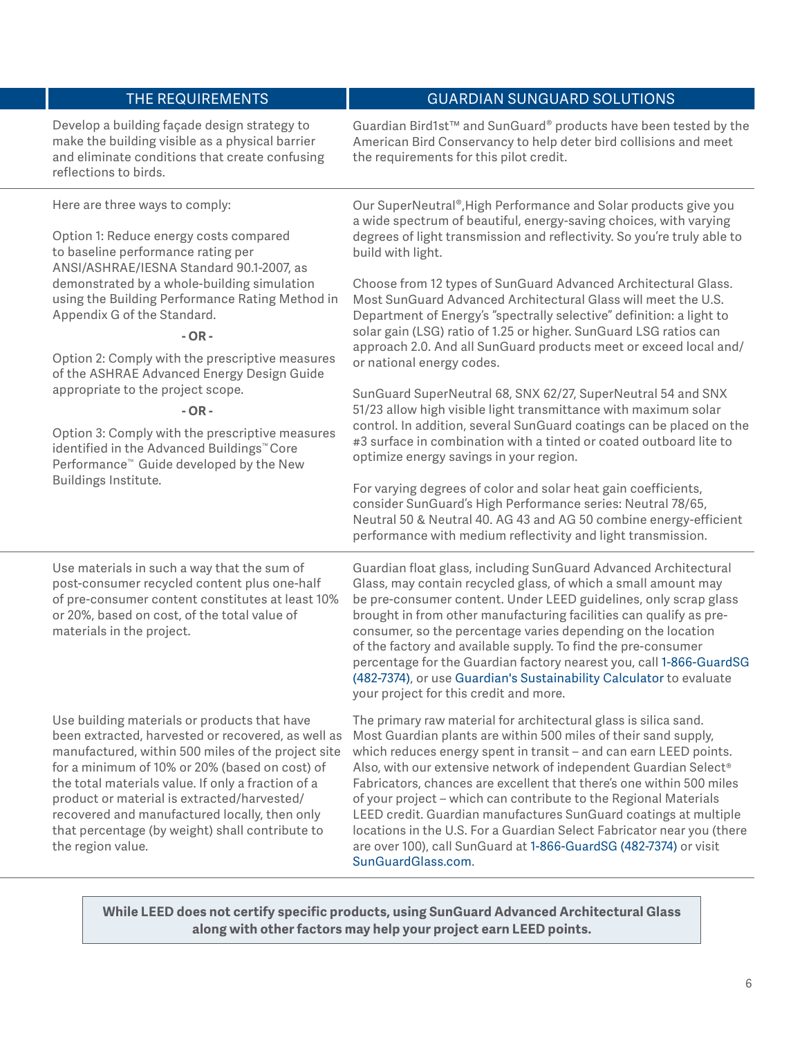| THE REQUIREMENTS | GUARDIAN SUNGUARD SOLUTIONS |
|---|---|
| Develop a building façade design strategy to make the building visible as a physical barrier and eliminate conditions that create confusing reflections to birds. | Guardian Bird1st™ and SunGuard® products have been tested by the American Bird Conservancy to help deter bird collisions and meet the requirements for this pilot credit. |
| Here are three ways to comply:<br><br>Option 1: Reduce energy costs compared to baseline performance rating per ANSI/ASHRAE/IESNA Standard 90.1-2007, as demonstrated by a whole-building simulation using the Building Performance Rating Method in Appendix G of the Standard.<br><br>**- OR -**<br><br>Option 2: Comply with the prescriptive measures of the ASHRAE Advanced Energy Design Guide appropriate to the project scope.<br><br>**- OR -**<br><br>Option 3: Comply with the prescriptive measures identified in the Advanced Buildings™ Core Performance™ Guide developed by the New Buildings Institute. | Our SuperNeutral®,High Performance and Solar products give you a wide spectrum of beautiful, energy-saving choices, with varying degrees of light transmission and reflectivity. So you're truly able to build with light.<br><br>Choose from 12 types of SunGuard Advanced Architectural Glass. Most SunGuard Advanced Architectural Glass will meet the U.S. Department of Energy's "spectrally selective" definition: a light to solar gain (LSG) ratio of 1.25 or higher. SunGuard LSG ratios can approach 2.0. And all SunGuard products meet or exceed local and/or national energy codes.<br><br>SunGuard SuperNeutral 68, SNX 62/27, SuperNeutral 54 and SNX 51/23 allow high visible light transmittance with maximum solar control. In addition, several SunGuard coatings can be placed on the #3 surface in combination with a tinted or coated outboard lite to optimize energy savings in your region.<br><br>For varying degrees of color and solar heat gain coefficients, consider SunGuard's High Performance series: Neutral 78/65, Neutral 50 & Neutral 40. AG 43 and AG 50 combine energy-efficient performance with medium reflectivity and light transmission. |
| Use materials in such a way that the sum of post-consumer recycled content plus one-half of pre-consumer content constitutes at least 10% or 20%, based on cost, of the total value of materials in the project. | Guardian float glass, including SunGuard Advanced Architectural Glass, may contain recycled glass, of which a small amount may be pre-consumer content. Under LEED guidelines, only scrap glass brought in from other manufacturing facilities can qualify as pre-consumer, so the percentage varies depending on the location of the factory and available supply. To find the pre-consumer percentage for the Guardian factory nearest you, call 1-866-GuardSG (482-7374), or use Guardian's Sustainability Calculator to evaluate your project for this credit and more. |
| Use building materials or products that have been extracted, harvested or recovered, as well as manufactured, within 500 miles of the project site for a minimum of 10% or 20% (based on cost) of the total materials value. If only a fraction of a product or material is extracted/harvested/recovered and manufactured locally, then only that percentage (by weight) shall contribute to the region value. | The primary raw material for architectural glass is silica sand. Most Guardian plants are within 500 miles of their sand supply, which reduces energy spent in transit – and can earn LEED points. Also, with our extensive network of independent Guardian Select® Fabricators, chances are excellent that there's one within 500 miles of your project – which can contribute to the Regional Materials LEED credit. Guardian manufactures SunGuard coatings at multiple locations in the U.S. For a Guardian Select Fabricator near you (there are over 100), call SunGuard at 1-866-GuardSG (482-7374) or visit SunGuardGlass.com. |

**While LEED does not certify specific products, using SunGuard Advanced Architectural Glass along with other factors may help your project earn LEED points.**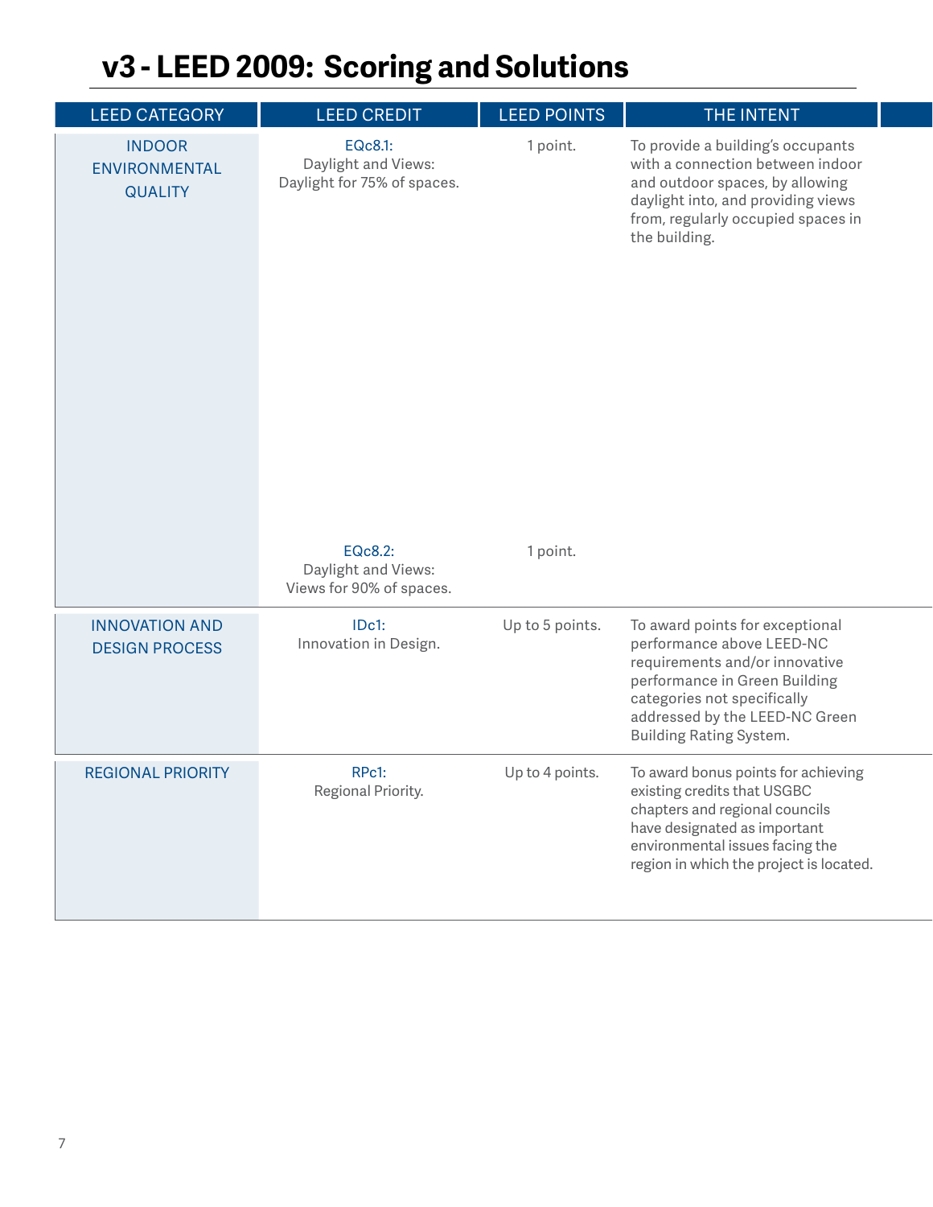# v3 - LEED 2009: Scoring and Solutions

| LEED CATEGORY | LEED CREDIT | LEED POINTS | THE INTENT |
|---|---|---|---|
| INDOOR ENVIRONMENTAL QUALITY | EQc8.1: Daylight and Views: Daylight for 75% of spaces. | 1 point. | To provide a building's occupants with a connection between indoor and outdoor spaces, by allowing daylight into, and providing views from, regularly occupied spaces in the building. |
| | EQc8.2: Daylight and Views: Views for 90% of spaces. | 1 point. | |
| INNOVATION AND DESIGN PROCESS | IDc1: Innovation in Design. | Up to 5 points. | To award points for exceptional performance above LEED-NC requirements and/or innovative performance in Green Building categories not specifically addressed by the LEED-NC Green Building Rating System. |
| REGIONAL PRIORITY | RPc1: Regional Priority. | Up to 4 points. | To award bonus points for achieving existing credits that USGBC chapters and regional councils have designated as important environmental issues facing the region in which the project is located. |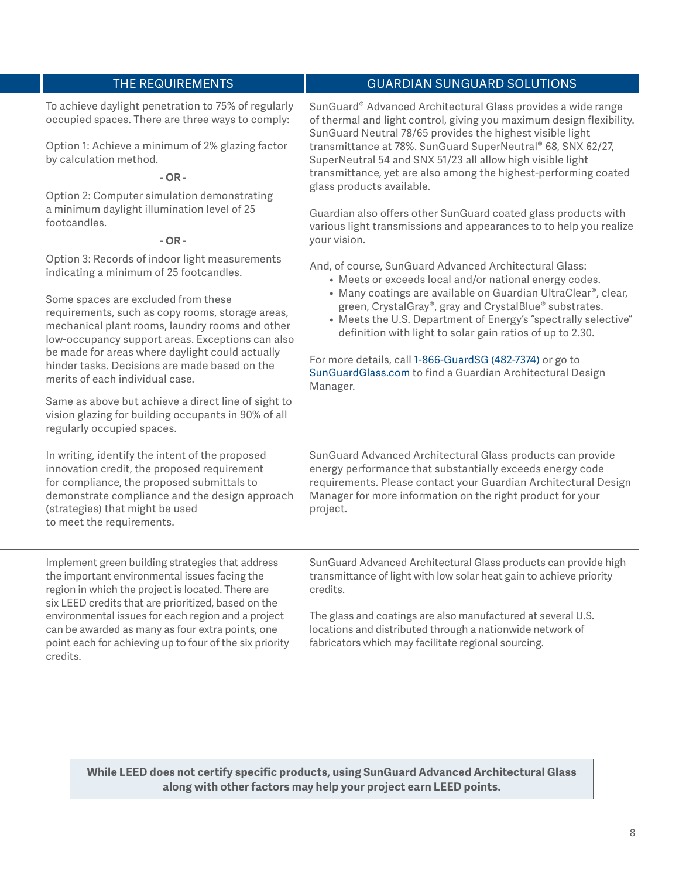| THE REQUIREMENTS | GUARDIAN SUNGUARD SOLUTIONS |
|---|---|
| To achieve daylight penetration to 75% of regularly occupied spaces. There are three ways to comply:<br><br>Option 1: Achieve a minimum of 2% glazing factor by calculation method.<br><br>**- OR -**<br><br>Option 2: Computer simulation demonstrating a minimum daylight illumination level of 25 footcandles.<br><br>**- OR -**<br><br>Option 3: Records of indoor light measurements indicating a minimum of 25 footcandles.<br><br>Some spaces are excluded from these requirements, such as copy rooms, storage areas, mechanical plant rooms, laundry rooms and other low-occupancy support areas. Exceptions can also be made for areas where daylight could actually hinder tasks. Decisions are made based on the merits of each individual case.<br><br>Same as above but achieve a direct line of sight to vision glazing for building occupants in 90% of all regularly occupied spaces. | SunGuard® Advanced Architectural Glass provides a wide range of thermal and light control, giving you maximum design flexibility. SunGuard Neutral 78/65 provides the highest visible light transmittance at 78%. SunGuard SuperNeutral® 68, SNX 62/27, SuperNeutral 54 and SNX 51/23 all allow high visible light transmittance, yet are also among the highest-performing coated glass products available.<br><br>Guardian also offers other SunGuard coated glass products with various light transmissions and appearances to to help you realize your vision.<br><br>And, of course, SunGuard Advanced Architectural Glass:<br>• Meets or exceeds local and/or national energy codes.<br>• Many coatings are available on Guardian UltraClear®, clear, green, CrystalGray®, gray and CrystalBlue® substrates.<br>• Meets the U.S. Department of Energy's "spectrally selective" definition with light to solar gain ratios of up to 2.30.<br><br>For more details, call 1-866-GuardSG (482-7374) or go to SunGuardGlass.com to find a Guardian Architectural Design Manager. |
| In writing, identify the intent of the proposed innovation credit, the proposed requirement for compliance, the proposed submittals to demonstrate compliance and the design approach (strategies) that might be used to meet the requirements. | SunGuard Advanced Architectural Glass products can provide energy performance that substantially exceeds energy code requirements. Please contact your Guardian Architectural Design Manager for more information on the right product for your project. |
| Implement green building strategies that address the important environmental issues facing the region in which the project is located. There are six LEED credits that are prioritized, based on the environmental issues for each region and a project can be awarded as many as four extra points, one point each for achieving up to four of the six priority credits. | SunGuard Advanced Architectural Glass products can provide high transmittance of light with low solar heat gain to achieve priority credits.<br><br>The glass and coatings are also manufactured at several U.S. locations and distributed through a nationwide network of fabricators which may facilitate regional sourcing. |

**While LEED does not certify specific products, using SunGuard Advanced Architectural Glass along with other factors may help your project earn LEED points.**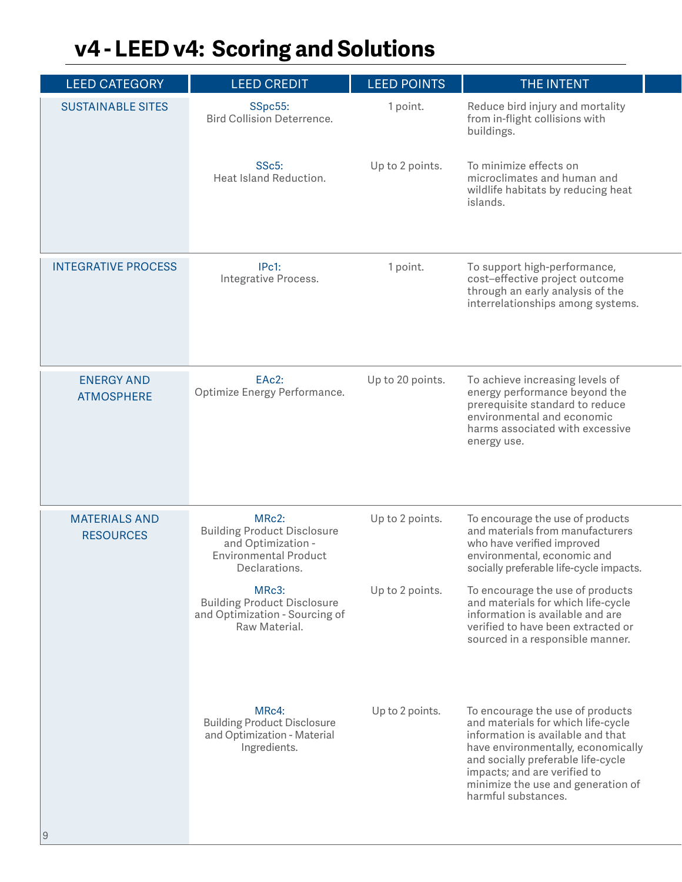# v4 - LEED v4: Scoring and Solutions

| LEED CATEGORY | LEED CREDIT | LEED POINTS | THE INTENT |
|---|---|---|---|
| SUSTAINABLE SITES | SSpc55: Bird Collision Deterrence. | 1 point. | Reduce bird injury and mortality from in-flight collisions with buildings. |
| | SSc5: Heat Island Reduction. | Up to 2 points. | To minimize effects on microclimates and human and wildlife habitats by reducing heat islands. |
| INTEGRATIVE PROCESS | IPc1: Integrative Process. | 1 point. | To support high-performance, cost–effective project outcome through an early analysis of the interrelationships among systems. |
| ENERGY AND ATMOSPHERE | EAc2: Optimize Energy Performance. | Up to 20 points. | To achieve increasing levels of energy performance beyond the prerequisite standard to reduce environmental and economic harms associated with excessive energy use. |
| MATERIALS AND RESOURCES | MRc2: Building Product Disclosure and Optimization - Environmental Product Declarations. | Up to 2 points. | To encourage the use of products and materials from manufacturers who have verified improved environmental, economic and socially preferable life-cycle impacts. |
| | MRc3: Building Product Disclosure and Optimization - Sourcing of Raw Material. | Up to 2 points. | To encourage the use of products and materials for which life-cycle information is available and are verified to have been extracted or sourced in a responsible manner. |
| | MRc4: Building Product Disclosure and Optimization - Material Ingredients. | Up to 2 points. | To encourage the use of products and materials for which life-cycle information is available and that have environmentally, economically and socially preferable life-cycle impacts; and are verified to minimize the use and generation of harmful substances. |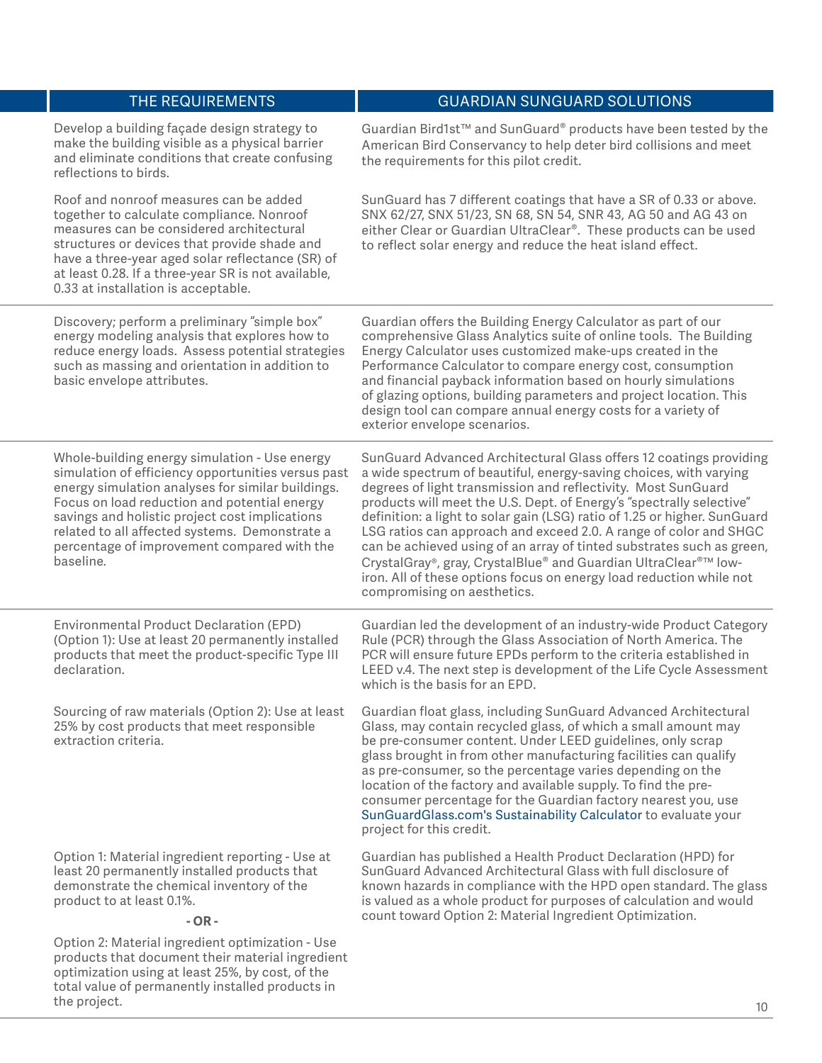| THE REQUIREMENTS | GUARDIAN SUNGUARD SOLUTIONS |
|---|---|
| Develop a building façade design strategy to make the building visible as a physical barrier and eliminate conditions that create confusing reflections to birds. | Guardian Bird1st™ and SunGuard® products have been tested by the American Bird Conservancy to help deter bird collisions and meet the requirements for this pilot credit. |
| Roof and nonroof measures can be added together to calculate compliance. Nonroof measures can be considered architectural structures or devices that provide shade and have a three-year aged solar reflectance (SR) of at least 0.28. If a three-year SR is not available, 0.33 at installation is acceptable. | SunGuard has 7 different coatings that have a SR of 0.33 or above. SNX 62/27, SNX 51/23, SN 68, SN 54, SNR 43, AG 50 and AG 43 on either Clear or Guardian UltraClear®. These products can be used to reflect solar energy and reduce the heat island effect. |
| Discovery; perform a preliminary "simple box" energy modeling analysis that explores how to reduce energy loads. Assess potential strategies such as massing and orientation in addition to basic envelope attributes. | Guardian offers the Building Energy Calculator as part of our comprehensive Glass Analytics suite of online tools. The Building Energy Calculator uses customized make-ups created in the Performance Calculator to compare energy cost, consumption and financial payback information based on hourly simulations of glazing options, building parameters and project location. This design tool can compare annual energy costs for a variety of exterior envelope scenarios. |
| Whole-building energy simulation - Use energy simulation of efficiency opportunities versus past energy simulation analyses for similar buildings. Focus on load reduction and potential energy savings and holistic project cost implications related to all affected systems. Demonstrate a percentage of improvement compared with the baseline. | SunGuard Advanced Architectural Glass offers 12 coatings providing a wide spectrum of beautiful, energy-saving choices, with varying degrees of light transmission and reflectivity. Most SunGuard products will meet the U.S. Dept. of Energy's "spectrally selective" definition: a light to solar gain (LSG) ratio of 1.25 or higher. SunGuard LSG ratios can approach and exceed 2.0. A range of color and SHGC can be achieved using of an array of tinted substrates such as green, CrystalGray®, gray, CrystalBlue® and Guardian UltraClear®™ low-iron. All of these options focus on energy load reduction while not compromising on aesthetics. |
| Environmental Product Declaration (EPD) (Option 1): Use at least 20 permanently installed products that meet the product-specific Type III declaration. | Guardian led the development of an industry-wide Product Category Rule (PCR) through the Glass Association of North America. The PCR will ensure future EPDs perform to the criteria established in LEED v.4. The next step is development of the Life Cycle Assessment which is the basis for an EPD. |
| Sourcing of raw materials (Option 2): Use at least 25% by cost products that meet responsible extraction criteria. | Guardian float glass, including SunGuard Advanced Architectural Glass, may contain recycled glass, of which a small amount may be pre-consumer content. Under LEED guidelines, only scrap glass brought in from other manufacturing facilities can qualify as pre-consumer, so the percentage varies depending on the location of the factory and available supply. To find the pre-consumer percentage for the Guardian factory nearest you, use SunGuardGlass.com's Sustainability Calculator to evaluate your project for this credit. |
| Option 1: Material ingredient reporting - Use at least 20 permanently installed products that demonstrate the chemical inventory of the product to at least 0.1%. **- OR -** Option 2: Material ingredient optimization - Use products that document their material ingredient optimization using at least 25%, by cost, of the total value of permanently installed products in the project. | Guardian has published a Health Product Declaration (HPD) for SunGuard Advanced Architectural Glass with full disclosure of known hazards in compliance with the HPD open standard. The glass is valued as a whole product for purposes of calculation and would count toward Option 2: Material Ingredient Optimization. |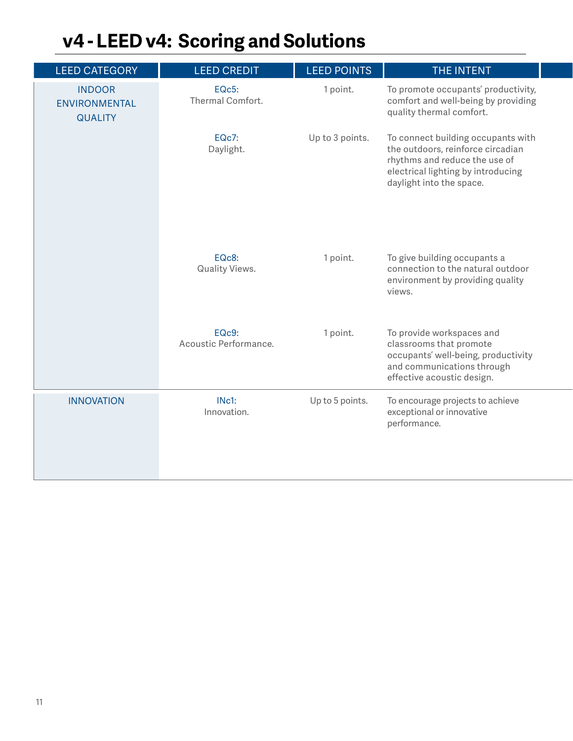# v4 - LEED v4: Scoring and Solutions

| LEED CATEGORY | LEED CREDIT | LEED POINTS | THE INTENT | |
|---|---|---|---|---|
| INDOOR ENVIRONMENTAL QUALITY | EQc5: Thermal Comfort. | 1 point. | To promote occupants' productivity, comfort and well-being by providing quality thermal comfort. | |
| | EQc7: Daylight. | Up to 3 points. | To connect building occupants with the outdoors, reinforce circadian rhythms and reduce the use of electrical lighting by introducing daylight into the space. | |
| | EQc8: Quality Views. | 1 point. | To give building occupants a connection to the natural outdoor environment by providing quality views. | |
| | EQc9: Acoustic Performance. | 1 point. | To provide workspaces and classrooms that promote occupants' well-being, productivity and communications through effective acoustic design. | |
| INNOVATION | INc1: Innovation. | Up to 5 points. | To encourage projects to achieve exceptional or innovative performance. | |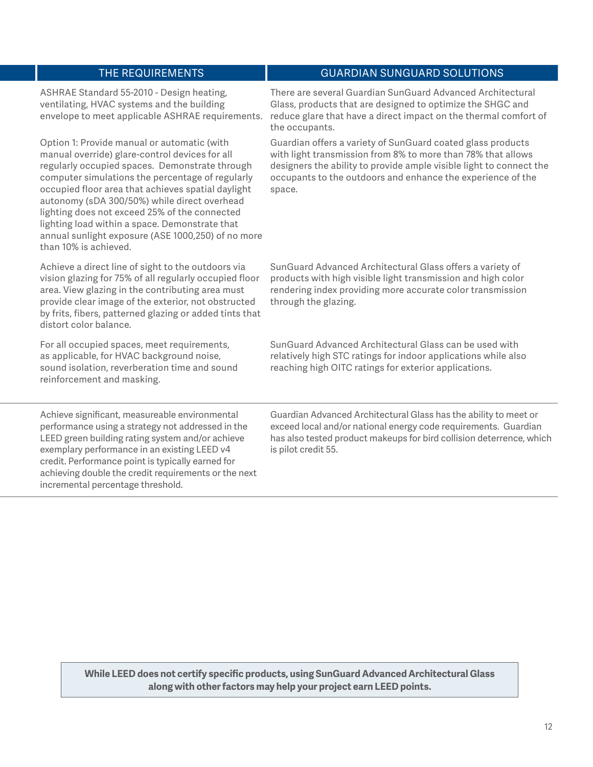| THE REQUIREMENTS | GUARDIAN SUNGUARD SOLUTIONS |
|---|---|
| ASHRAE Standard 55-2010 - Design heating, ventilating, HVAC systems and the building envelope to meet applicable ASHRAE requirements. | There are several Guardian SunGuard Advanced Architectural Glass, products that are designed to optimize the SHGC and reduce glare that have a direct impact on the thermal comfort of the occupants. |
| Option 1: Provide manual or automatic (with manual override) glare-control devices for all regularly occupied spaces. Demonstrate through computer simulations the percentage of regularly occupied floor area that achieves spatial daylight autonomy (sDA 300/50%) while direct overhead lighting does not exceed 25% of the connected lighting load within a space. Demonstrate that annual sunlight exposure (ASE 1000,250) of no more than 10% is achieved. | Guardian offers a variety of SunGuard coated glass products with light transmission from 8% to more than 78% that allows designers the ability to provide ample visible light to connect the occupants to the outdoors and enhance the experience of the space. |
| Achieve a direct line of sight to the outdoors via vision glazing for 75% of all regularly occupied floor area. View glazing in the contributing area must provide clear image of the exterior, not obstructed by frits, fibers, patterned glazing or added tints that distort color balance. | SunGuard Advanced Architectural Glass offers a variety of products with high visible light transmission and high color rendering index providing more accurate color transmission through the glazing. |
| For all occupied spaces, meet requirements, as applicable, for HVAC background noise, sound isolation, reverberation time and sound reinforcement and masking. | SunGuard Advanced Architectural Glass can be used with relatively high STC ratings for indoor applications while also reaching high OITC ratings for exterior applications. |
| Achieve significant, measureable environmental performance using a strategy not addressed in the LEED green building rating system and/or achieve exemplary performance in an existing LEED v4 credit. Performance point is typically earned for achieving double the credit requirements or the next incremental percentage threshold. | Guardian Advanced Architectural Glass has the ability to meet or exceed local and/or national energy code requirements. Guardian has also tested product makeups for bird collision deterrence, which is pilot credit 55. |

**While LEED does not certify specific products, using SunGuard Advanced Architectural Glass along with other factors may help your project earn LEED points.**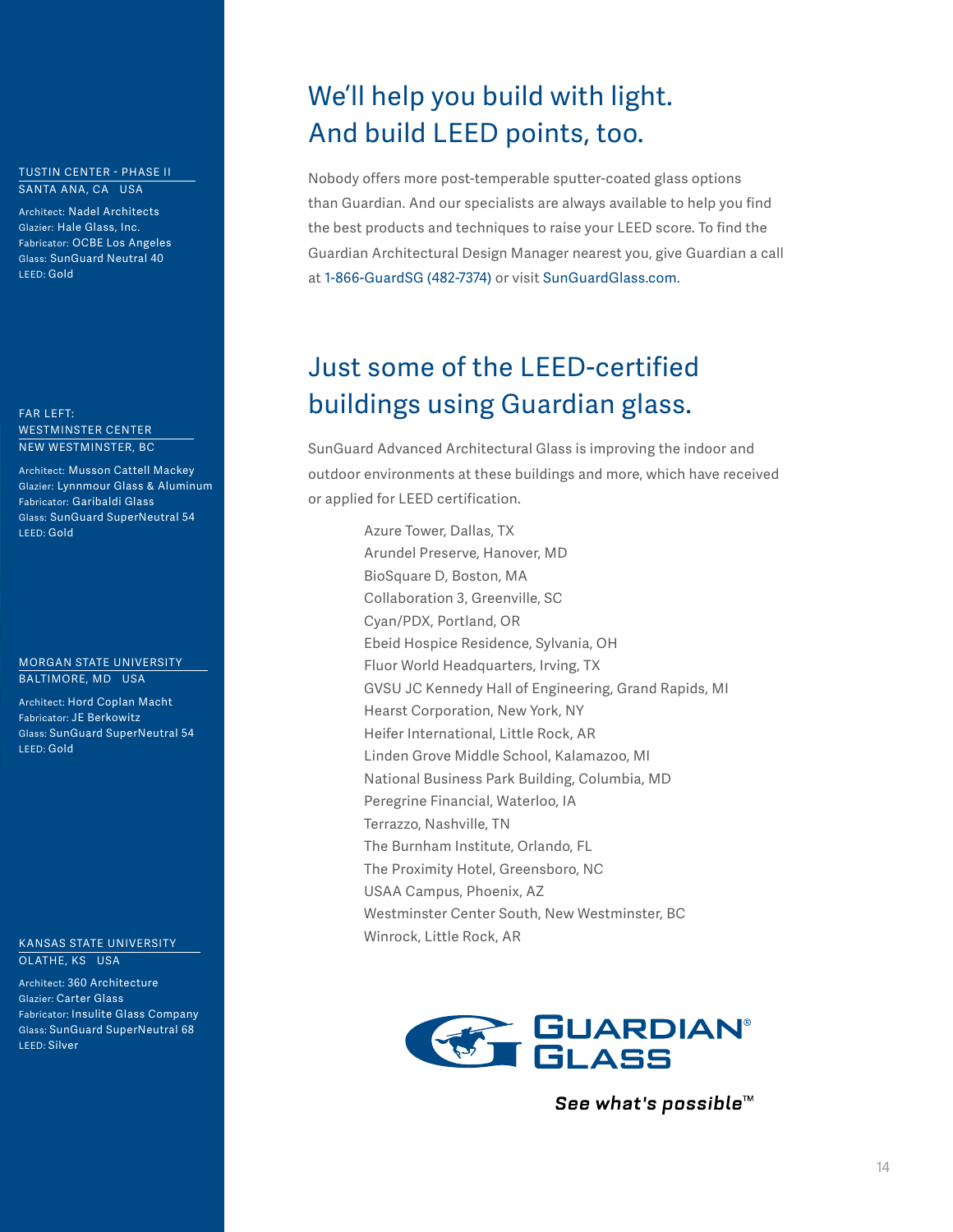TUSTIN CENTER - PHASE II
SANTA ANA, CA USA

Architect: Nadel Architects
Glazier: Hale Glass, Inc.
Fabricator: OCBE Los Angeles
Glass: SunGuard Neutral 40
LEED: Gold

FAR LEFT:
WESTMINSTER CENTER
NEW WESTMINSTER, BC

Architect: Musson Cattell Mackey
Glazier: Lynnmour Glass & Aluminum
Fabricator: Garibaldi Glass
Glass: SunGuard SuperNeutral 54
LEED: Gold

MORGAN STATE UNIVERSITY
BALTIMORE, MD USA

Architect: Hord Coplan Macht
Fabricator: JE Berkowitz
Glass: SunGuard SuperNeutral 54
LEED: Gold

KANSAS STATE UNIVERSITY
OLATHE, KS USA

Architect: 360 Architecture
Glazier: Carter Glass
Fabricator: Insulite Glass Company
Glass: SunGuard SuperNeutral 68
LEED: Silver

# We'll help you build with light. And build LEED points, too.

Nobody offers more post-temperable sputter-coated glass options than Guardian. And our specialists are always available to help you find the best products and techniques to raise your LEED score. To find the Guardian Architectural Design Manager nearest you, give Guardian a call at 1-866-GuardSG (482-7374) or visit SunGuardGlass.com.

# Just some of the LEED-certified buildings using Guardian glass.

SunGuard Advanced Architectural Glass is improving the indoor and outdoor environments at these buildings and more, which have received or applied for LEED certification.

- Azure Tower, Dallas, TX
- Arundel Preserve, Hanover, MD
- BioSquare D, Boston, MA
- Collaboration 3, Greenville, SC
- Cyan/PDX, Portland, OR
- Ebeid Hospice Residence, Sylvania, OH
- Fluor World Headquarters, Irving, TX
- GVSU JC Kennedy Hall of Engineering, Grand Rapids, MI
- Hearst Corporation, New York, NY
- Heifer International, Little Rock, AR
- Linden Grove Middle School, Kalamazoo, MI
- National Business Park Building, Columbia, MD
- Peregrine Financial, Waterloo, IA
- Terrazzo, Nashville, TN
- The Burnham Institute, Orlando, FL
- The Proximity Hotel, Greensboro, NC
- USAA Campus, Phoenix, AZ
- Westminster Center South, New Westminster, BC
- Winrock, Little Rock, AR

GUARDIAN® GLASS

*See what's possible*™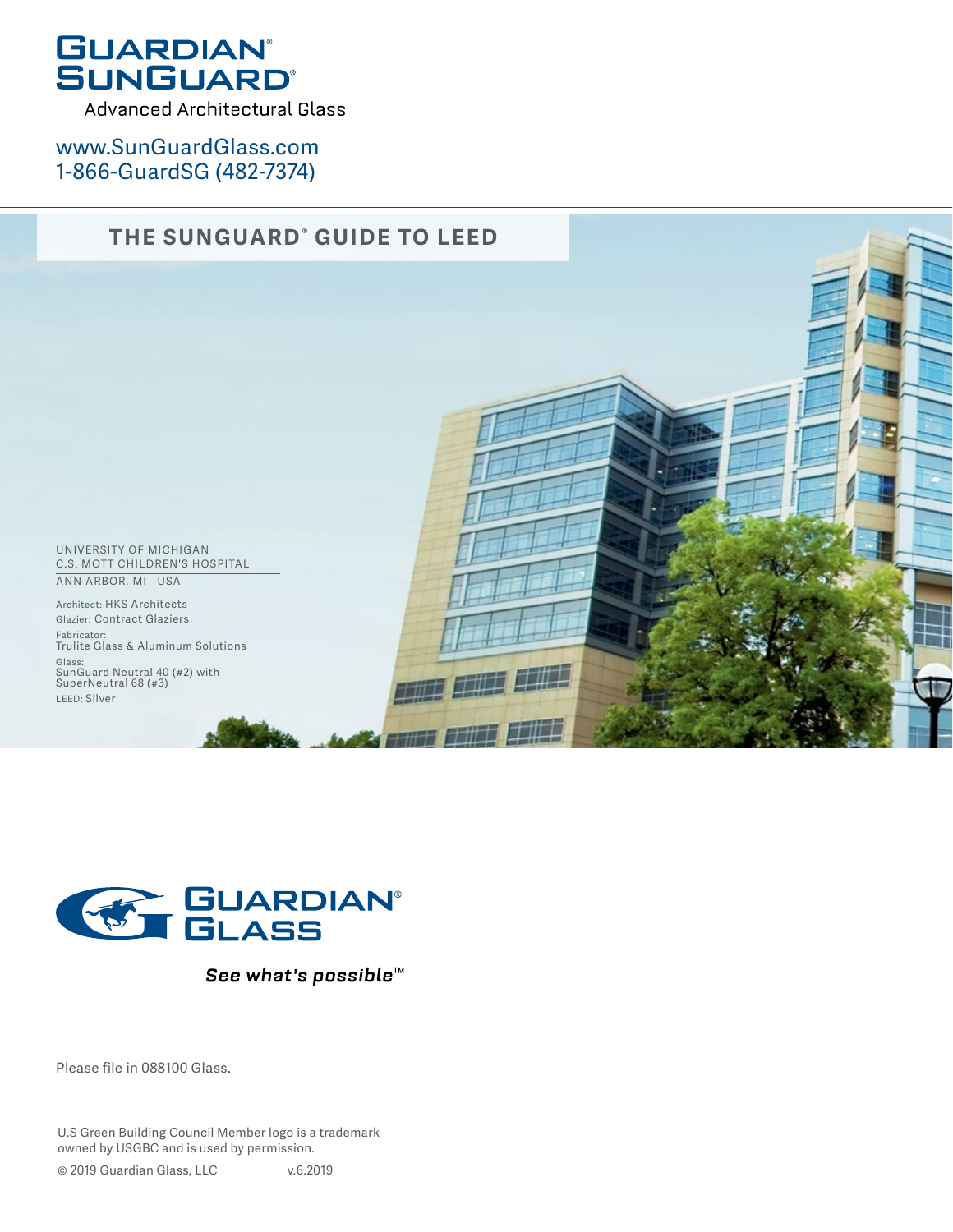GUARDIAN®
SUNGUARD®
Advanced Architectural Glass

www.SunGuardGlass.com
1-866-GuardSG (482-7374)

## THE SUNGUARD® GUIDE TO LEED

UNIVERSITY OF MICHIGAN
C.S. MOTT CHILDREN'S HOSPITAL
ANN ARBOR, MI USA

Architect: HKS Architects
Glazier: Contract Glaziers
Fabricator:
Trulite Glass & Aluminum Solutions
Glass:
SunGuard Neutral 40 (#2) with
SuperNeutral 68 (#3)
LEED: Silver

GUARDIAN®
GLASS

*See what's possible*™

Please file in 088100 Glass.

U.S Green Building Council Member logo is a trademark owned by USGBC and is used by permission.

© 2019 Guardian Glass, LLC v.6.2019